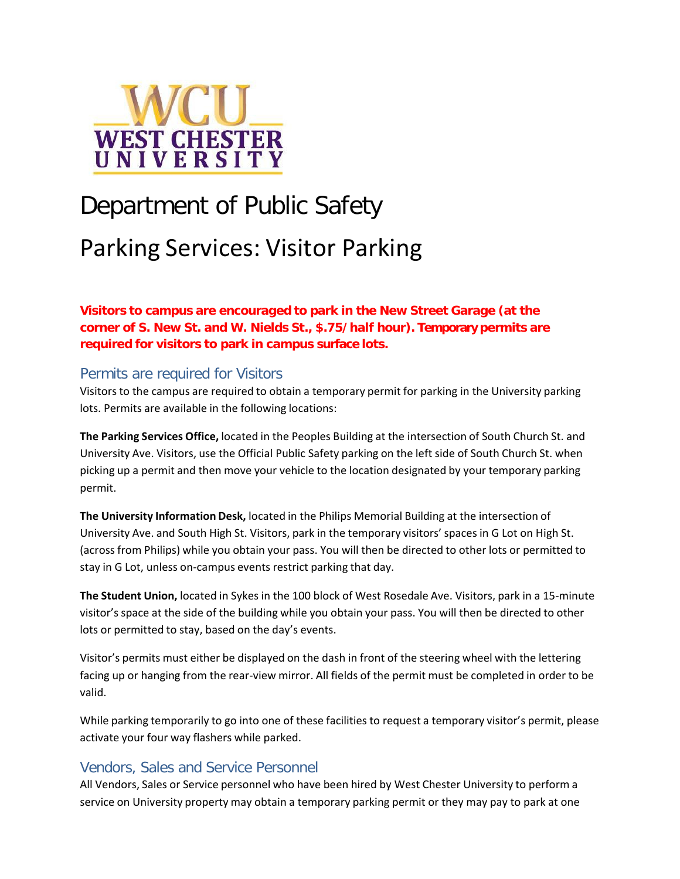# Department of Public Safety

# Parking Services: Visitor Parking

**Visitors to campus are encouraged to park in the New Street Garage (at the corner of S. New St. and W. Nields St., $.75/half hour). Temporary permits are required for visitors to park in campus surface lots.**

## Permits are required for Visitors

Visitors to the campus are required to obtain a temporary permit for parking in the University parking lots. Permits are available in the following locations:

**The Parking Services Office,** located in the Peoples Building at the intersection of South Church St. and University Ave. Visitors, use the Official Public Safety parking on the left side of South Church St. when picking up a permit and then move your vehicle to the location designated by your temporary parking permit.

**The University Information Desk,** located in the Philips Memorial Building at the intersection of University Ave. and South High St. Visitors, park in the temporary visitors' spaces in G Lot on High St. (across from Philips) while you obtain your pass. You will then be directed to other lots or permitted to stay in G Lot, unless on-campus events restrict parking that day.

**The Student Union,** located in Sykes in the 100 block of West Rosedale Ave. Visitors, park in a 15-minute visitor's space at the side of the building while you obtain your pass. You will then be directed to other lots or permitted to stay, based on the day's events.

Visitor's permits must either be displayed on the dash in front of the steering wheel with the lettering facing up or hanging from the rear-view mirror. All fields of the permit must be completed in order to be valid.

While parking temporarily to go into one of these facilities to request a temporary visitor's permit, please activate your four way flashers while parked.

## Vendors, Sales and Service Personnel

All Vendors, Sales or Service personnel who have been hired by West Chester University to perform a service on University property may obtain a temporary parking permit or they may pay to park at one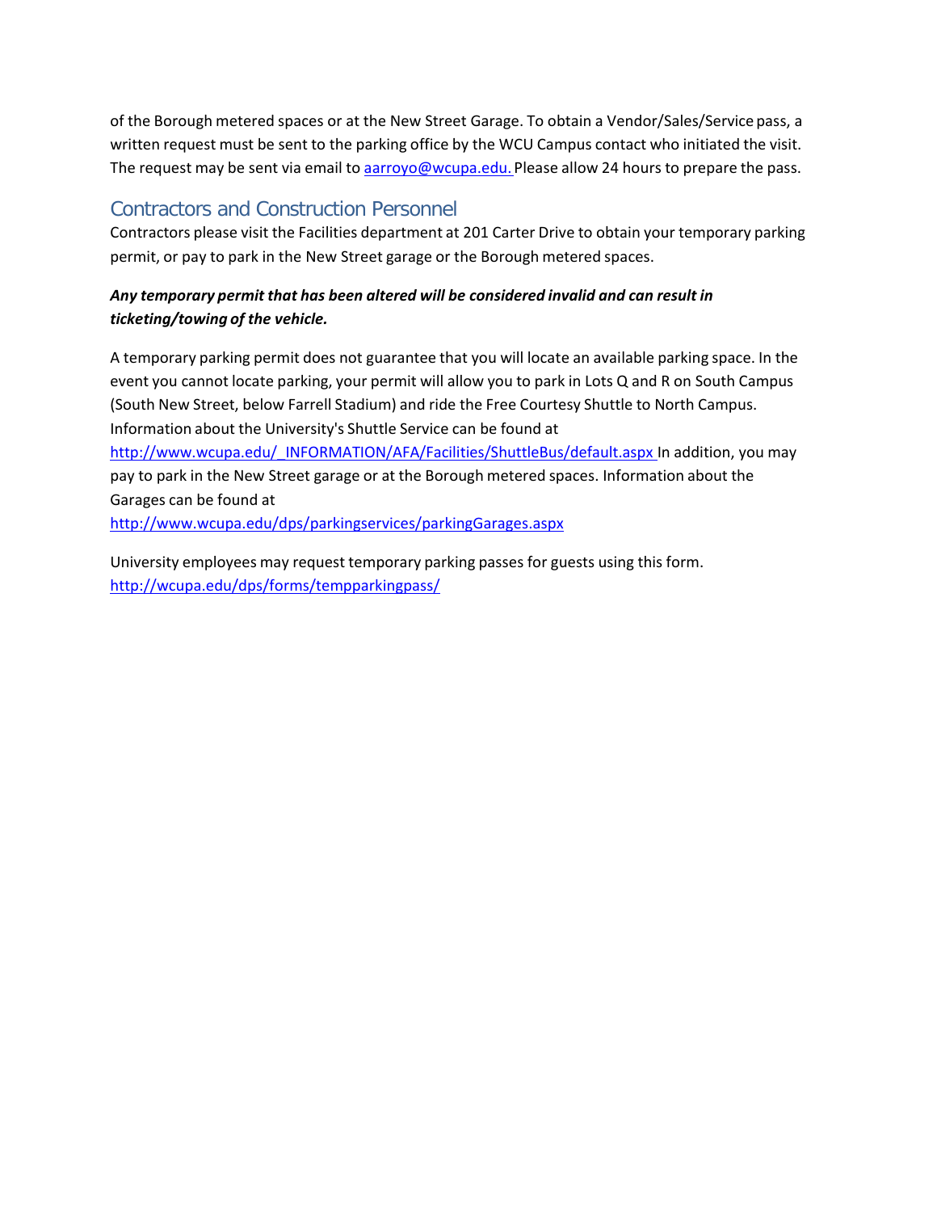of the Borough metered spaces or at the New Street Garage. To obtain a Vendor/Sales/Service pass, a written request must be sent to the parking office by the WCU Campus contact who initiated the visit. The request may be sent via email to aarroyo@wcupa.edu. Please allow 24 hours to prepare the pass.

## Contractors and Construction Personnel

Contractors please visit the Facilities department at 201 Carter Drive to obtain your temporary parking permit, or pay to park in the New Street garage or the Borough metered spaces.

***Any temporary permit that has been altered will be considered invalid and can result in ticketing/towing of the vehicle.***

A temporary parking permit does not guarantee that you will locate an available parking space. In the event you cannot locate parking, your permit will allow you to park in Lots Q and R on South Campus (South New Street, below Farrell Stadium) and ride the Free Courtesy Shuttle to North Campus. Information about the University's Shuttle Service can be found at http://www.wcupa.edu/_INFORMATION/AFA/Facilities/ShuttleBus/default.aspx In addition, you may pay to park in the New Street garage or at the Borough metered spaces. Information about the Garages can be found at http://www.wcupa.edu/dps/parkingservices/parkingGarages.aspx

University employees may request temporary parking passes for guests using this form. http://wcupa.edu/dps/forms/tempparkingpass/